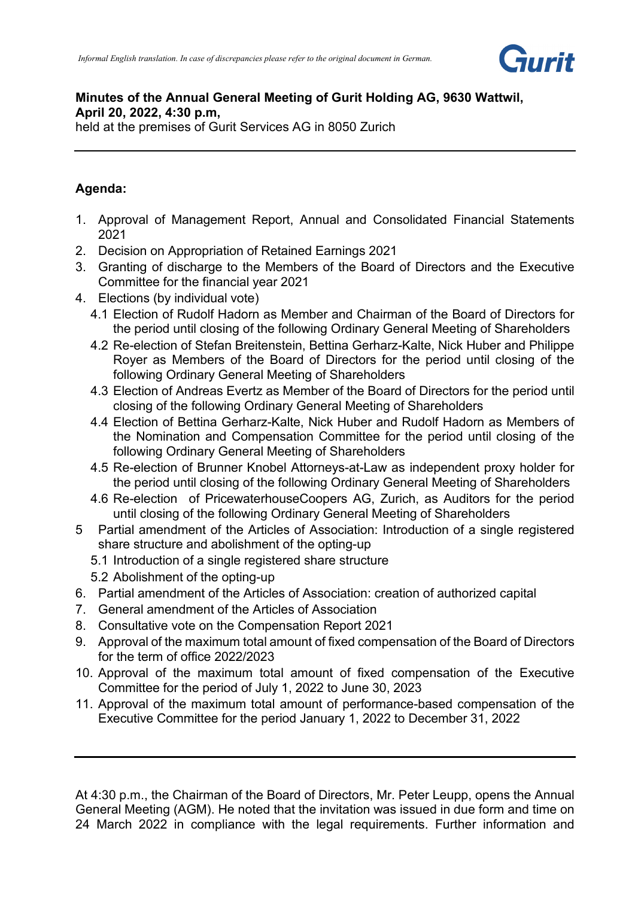*Informal English translation. In case of discrepancies please refer to the original document in German.*

**Minutes of the Annual General Meeting of Gurit Holding AG, 9630 Wattwil, April 20, 2022, 4:30 p.m,**
held at the premises of Gurit Services AG in 8050 Zurich

---

**Agenda:**

1. Approval of Management Report, Annual and Consolidated Financial Statements 2021
2. Decision on Appropriation of Retained Earnings 2021
3. Granting of discharge to the Members of the Board of Directors and the Executive Committee for the financial year 2021
4. Elections (by individual vote)
   - 4.1 Election of Rudolf Hadorn as Member and Chairman of the Board of Directors for the period until closing of the following Ordinary General Meeting of Shareholders
   - 4.2 Re-election of Stefan Breitenstein, Bettina Gerharz-Kalte, Nick Huber and Philippe Royer as Members of the Board of Directors for the period until closing of the following Ordinary General Meeting of Shareholders
   - 4.3 Election of Andreas Evertz as Member of the Board of Directors for the period until closing of the following Ordinary General Meeting of Shareholders
   - 4.4 Election of Bettina Gerharz-Kalte, Nick Huber and Rudolf Hadorn as Members of the Nomination and Compensation Committee for the period until closing of the following Ordinary General Meeting of Shareholders
   - 4.5 Re-election of Brunner Knobel Attorneys-at-Law as independent proxy holder for the period until closing of the following Ordinary General Meeting of Shareholders
   - 4.6 Re-election of PricewaterhouseCoopers AG, Zurich, as Auditors for the period until closing of the following Ordinary General Meeting of Shareholders
5. Partial amendment of the Articles of Association: Introduction of a single registered share structure and abolishment of the opting-up
   - 5.1 Introduction of a single registered share structure
   - 5.2 Abolishment of the opting-up
6. Partial amendment of the Articles of Association: creation of authorized capital
7. General amendment of the Articles of Association
8. Consultative vote on the Compensation Report 2021
9. Approval of the maximum total amount of fixed compensation of the Board of Directors for the term of office 2022/2023
10. Approval of the maximum total amount of fixed compensation of the Executive Committee for the period of July 1, 2022 to June 30, 2023
11. Approval of the maximum total amount of performance-based compensation of the Executive Committee for the period January 1, 2022 to December 31, 2022

---

At 4:30 p.m., the Chairman of the Board of Directors, Mr. Peter Leupp, opens the Annual General Meeting (AGM). He noted that the invitation was issued in due form and time on 24 March 2022 in compliance with the legal requirements. Further information and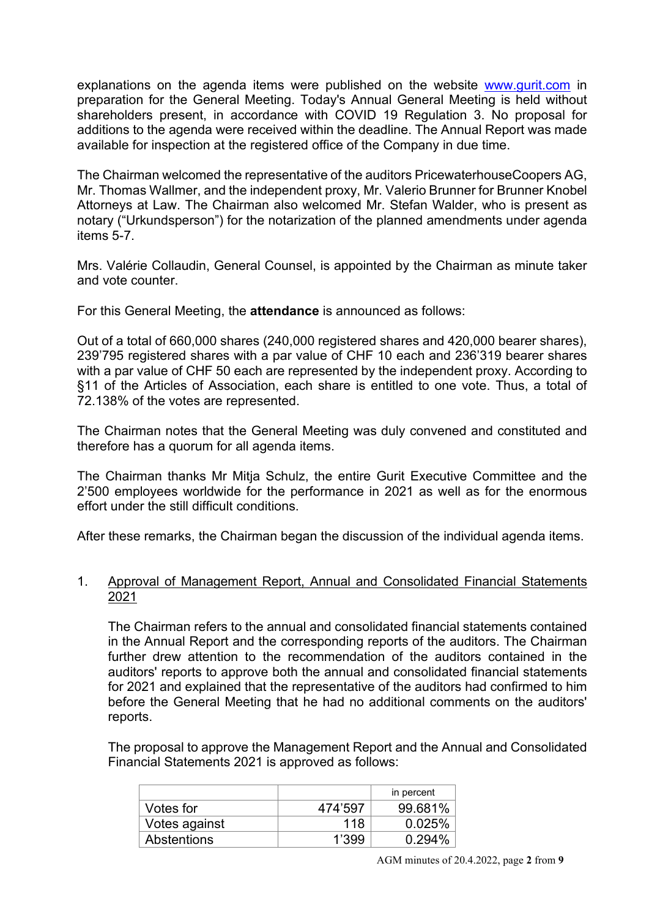explanations on the agenda items were published on the website www.gurit.com in preparation for the General Meeting. Today's Annual General Meeting is held without shareholders present, in accordance with COVID 19 Regulation 3. No proposal for additions to the agenda were received within the deadline. The Annual Report was made available for inspection at the registered office of the Company in due time.

The Chairman welcomed the representative of the auditors PricewaterhouseCoopers AG, Mr. Thomas Wallmer, and the independent proxy, Mr. Valerio Brunner for Brunner Knobel Attorneys at Law. The Chairman also welcomed Mr. Stefan Walder, who is present as notary ("Urkundsperson") for the notarization of the planned amendments under agenda items 5-7.

Mrs. Valérie Collaudin, General Counsel, is appointed by the Chairman as minute taker and vote counter.

For this General Meeting, the **attendance** is announced as follows:

Out of a total of 660,000 shares (240,000 registered shares and 420,000 bearer shares), 239'795 registered shares with a par value of CHF 10 each and 236'319 bearer shares with a par value of CHF 50 each are represented by the independent proxy. According to §11 of the Articles of Association, each share is entitled to one vote. Thus, a total of 72.138% of the votes are represented.

The Chairman notes that the General Meeting was duly convened and constituted and therefore has a quorum for all agenda items.

The Chairman thanks Mr Mitja Schulz, the entire Gurit Executive Committee and the 2'500 employees worldwide for the performance in 2021 as well as for the enormous effort under the still difficult conditions.

After these remarks, the Chairman began the discussion of the individual agenda items.

1. Approval of Management Report, Annual and Consolidated Financial Statements 2021

   The Chairman refers to the annual and consolidated financial statements contained in the Annual Report and the corresponding reports of the auditors. The Chairman further drew attention to the recommendation of the auditors contained in the auditors' reports to approve both the annual and consolidated financial statements for 2021 and explained that the representative of the auditors had confirmed to him before the General Meeting that he had no additional comments on the auditors' reports.

   The proposal to approve the Management Report and the Annual and Consolidated Financial Statements 2021 is approved as follows:

| | | in percent |
|---|---|---|
| Votes for | 474'597 | 99.681% |
| Votes against | 118 | 0.025% |
| Abstentions | 1'399 | 0.294% |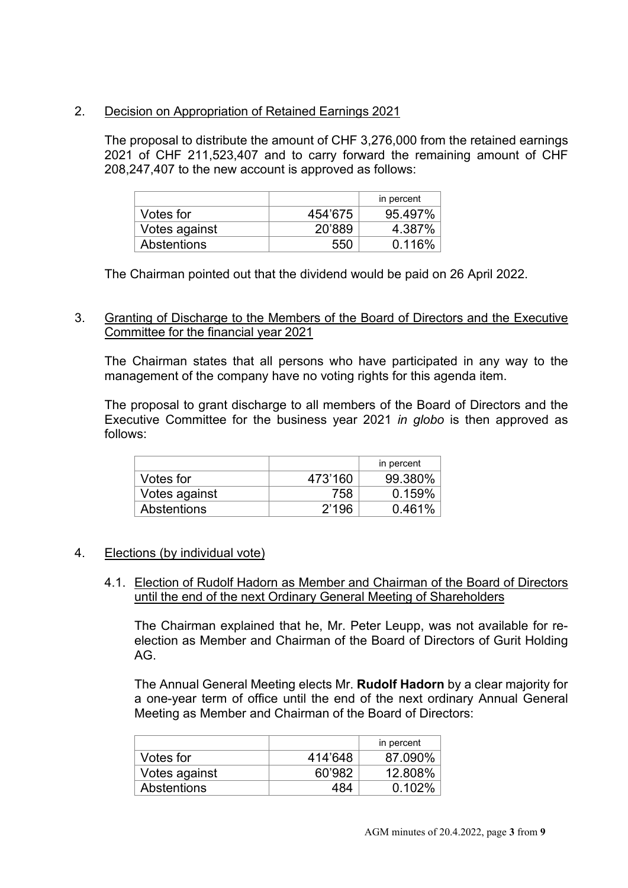2. Decision on Appropriation of Retained Earnings 2021

The proposal to distribute the amount of CHF 3,276,000 from the retained earnings 2021 of CHF 211,523,407 and to carry forward the remaining amount of CHF 208,247,407 to the new account is approved as follows:

| | | in percent |
|---|---|---|
| Votes for | 454'675 | 95.497% |
| Votes against | 20'889 | 4.387% |
| Abstentions | 550 | 0.116% |

The Chairman pointed out that the dividend would be paid on 26 April 2022.

3. Granting of Discharge to the Members of the Board of Directors and the Executive Committee for the financial year 2021

The Chairman states that all persons who have participated in any way to the management of the company have no voting rights for this agenda item.

The proposal to grant discharge to all members of the Board of Directors and the Executive Committee for the business year 2021 *in globo* is then approved as follows:

| | | in percent |
|---|---|---|
| Votes for | 473'160 | 99.380% |
| Votes against | 758 | 0.159% |
| Abstentions | 2'196 | 0.461% |

4. Elections (by individual vote)

4.1. Election of Rudolf Hadorn as Member and Chairman of the Board of Directors until the end of the next Ordinary General Meeting of Shareholders

The Chairman explained that he, Mr. Peter Leupp, was not available for re-election as Member and Chairman of the Board of Directors of Gurit Holding AG.

The Annual General Meeting elects Mr. **Rudolf Hadorn** by a clear majority for a one-year term of office until the end of the next ordinary Annual General Meeting as Member and Chairman of the Board of Directors:

| | | in percent |
|---|---|---|
| Votes for | 414'648 | 87.090% |
| Votes against | 60'982 | 12.808% |
| Abstentions | 484 | 0.102% |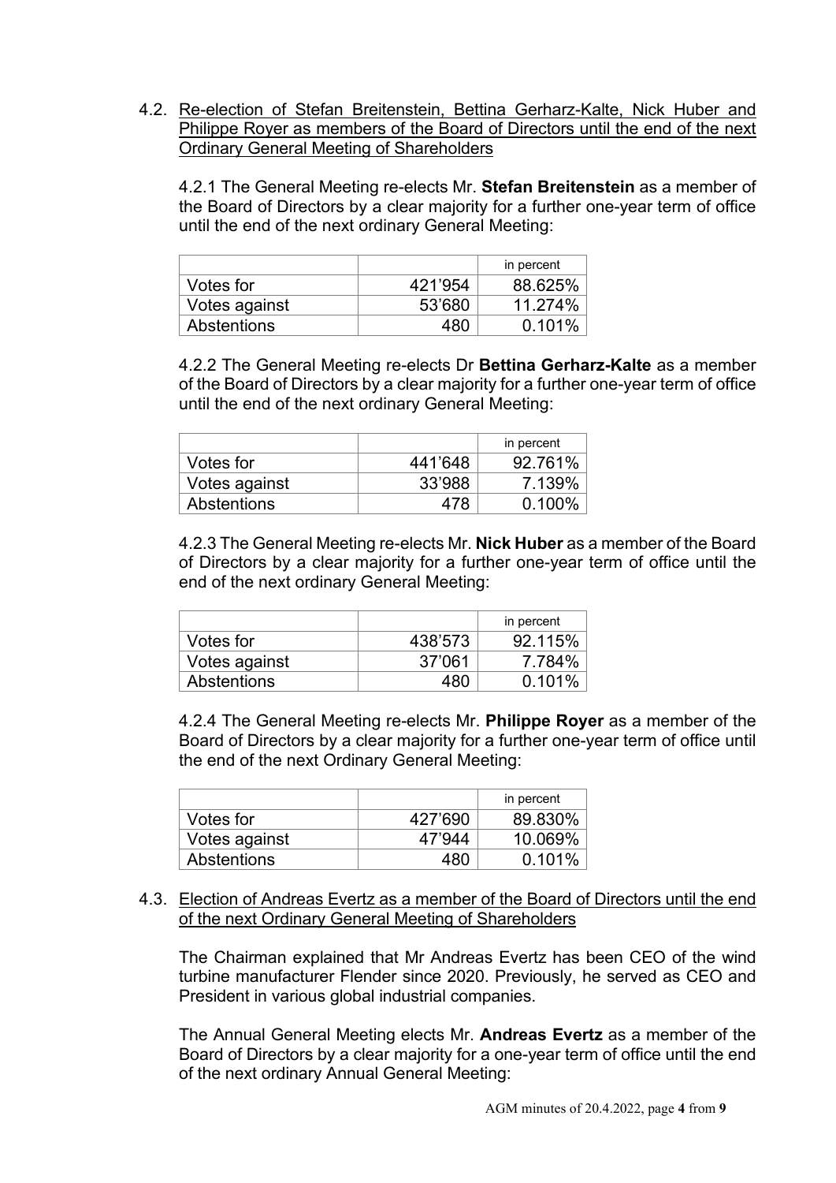4.2. Re-election of Stefan Breitenstein, Bettina Gerharz-Kalte, Nick Huber and Philippe Royer as members of the Board of Directors until the end of the next Ordinary General Meeting of Shareholders

4.2.1 The General Meeting re-elects Mr. **Stefan Breitenstein** as a member of the Board of Directors by a clear majority for a further one-year term of office until the end of the next ordinary General Meeting:

| | | in percent |
|---|---|---|
| Votes for | 421'954 | 88.625% |
| Votes against | 53'680 | 11.274% |
| Abstentions | 480 | 0.101% |

4.2.2 The General Meeting re-elects Dr **Bettina Gerharz-Kalte** as a member of the Board of Directors by a clear majority for a further one-year term of office until the end of the next ordinary General Meeting:

| | | in percent |
|---|---|---|
| Votes for | 441'648 | 92.761% |
| Votes against | 33'988 | 7.139% |
| Abstentions | 478 | 0.100% |

4.2.3 The General Meeting re-elects Mr. **Nick Huber** as a member of the Board of Directors by a clear majority for a further one-year term of office until the end of the next ordinary General Meeting:

| | | in percent |
|---|---|---|
| Votes for | 438'573 | 92.115% |
| Votes against | 37'061 | 7.784% |
| Abstentions | 480 | 0.101% |

4.2.4 The General Meeting re-elects Mr. **Philippe Royer** as a member of the Board of Directors by a clear majority for a further one-year term of office until the end of the next Ordinary General Meeting:

| | | in percent |
|---|---|---|
| Votes for | 427'690 | 89.830% |
| Votes against | 47'944 | 10.069% |
| Abstentions | 480 | 0.101% |

4.3. Election of Andreas Evertz as a member of the Board of Directors until the end of the next Ordinary General Meeting of Shareholders

The Chairman explained that Mr Andreas Evertz has been CEO of the wind turbine manufacturer Flender since 2020. Previously, he served as CEO and President in various global industrial companies.

The Annual General Meeting elects Mr. **Andreas Evertz** as a member of the Board of Directors by a clear majority for a one-year term of office until the end of the next ordinary Annual General Meeting: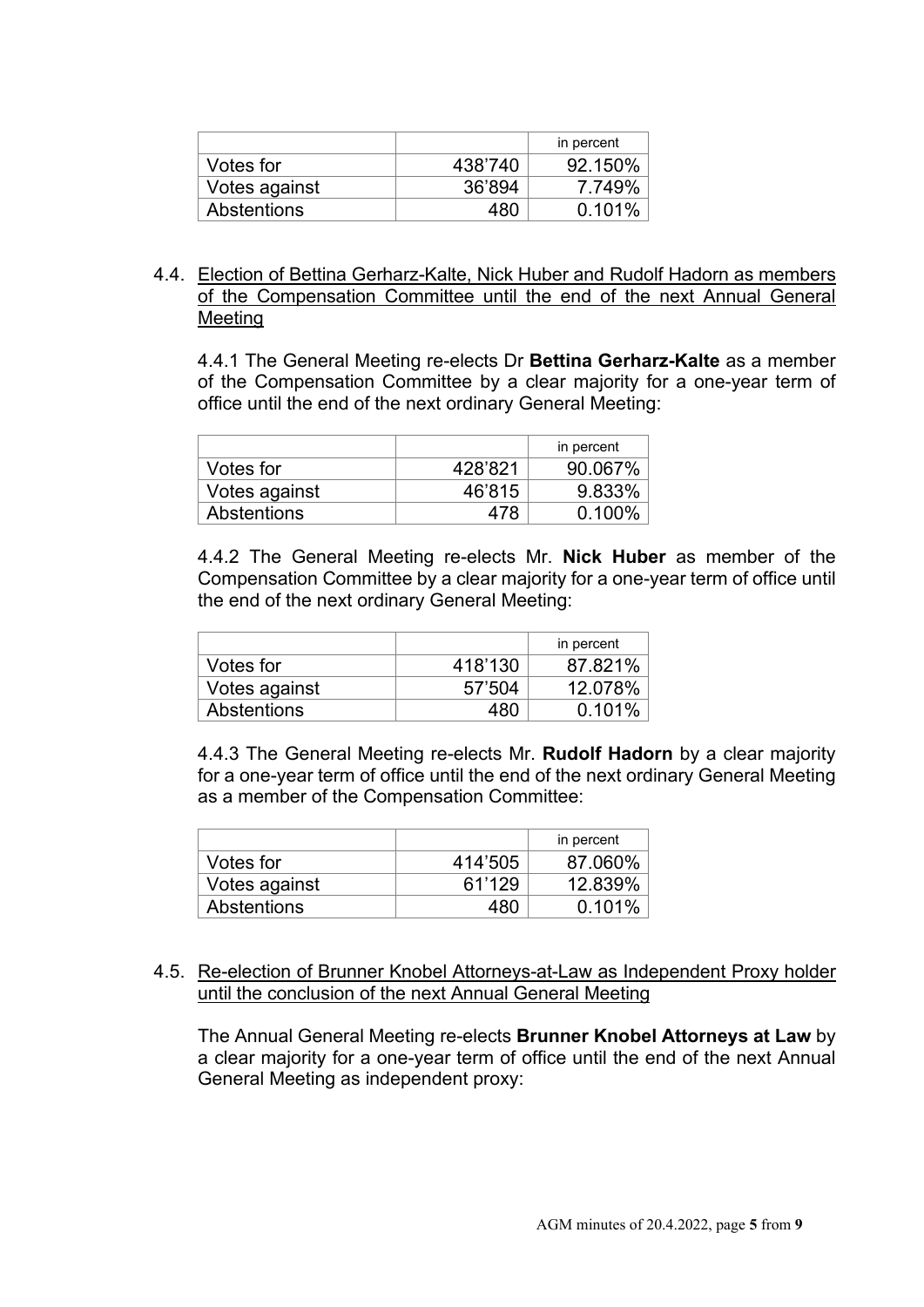| | | in percent |
|---|---|---|
| Votes for | 438’740 | 92.150% |
| Votes against | 36’894 | 7.749% |
| Abstentions | 480 | 0.101% |

4.4. <u>Election of Bettina Gerharz-Kalte, Nick Huber and Rudolf Hadorn as members of the Compensation Committee until the end of the next Annual General Meeting</u>

4.4.1 The General Meeting re-elects Dr **Bettina Gerharz-Kalte** as a member of the Compensation Committee by a clear majority for a one-year term of office until the end of the next ordinary General Meeting:

| | | in percent |
|---|---|---|
| Votes for | 428’821 | 90.067% |
| Votes against | 46’815 | 9.833% |
| Abstentions | 478 | 0.100% |

4.4.2 The General Meeting re-elects Mr. **Nick Huber** as member of the Compensation Committee by a clear majority for a one-year term of office until the end of the next ordinary General Meeting:

| | | in percent |
|---|---|---|
| Votes for | 418’130 | 87.821% |
| Votes against | 57’504 | 12.078% |
| Abstentions | 480 | 0.101% |

4.4.3 The General Meeting re-elects Mr. **Rudolf Hadorn** by a clear majority for a one-year term of office until the end of the next ordinary General Meeting as a member of the Compensation Committee:

| | | in percent |
|---|---|---|
| Votes for | 414’505 | 87.060% |
| Votes against | 61’129 | 12.839% |
| Abstentions | 480 | 0.101% |

4.5. <u>Re-election of Brunner Knobel Attorneys-at-Law as Independent Proxy holder until the conclusion of the next Annual General Meeting</u>

The Annual General Meeting re-elects **Brunner Knobel Attorneys at Law** by a clear majority for a one-year term of office until the end of the next Annual General Meeting as independent proxy: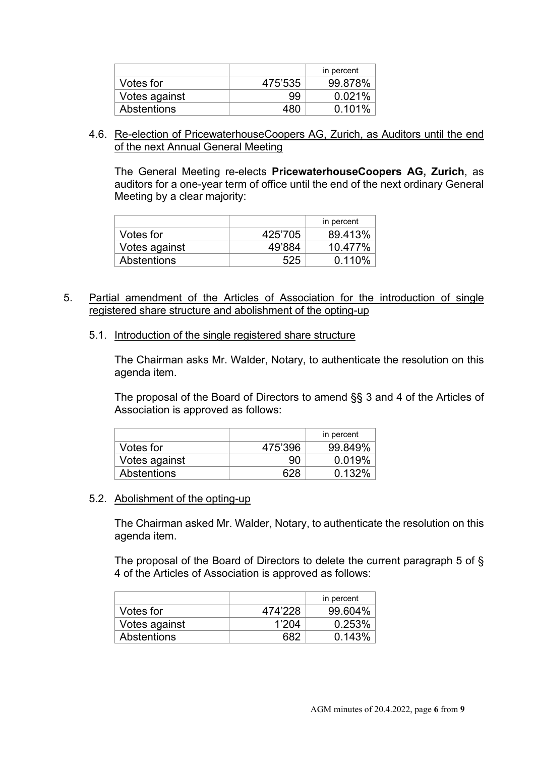| | | in percent |
|---|---|---|
| Votes for | 475'535 | 99.878% |
| Votes against | 99 | 0.021% |
| Abstentions | 480 | 0.101% |

4.6. Re-election of PricewaterhouseCoopers AG, Zurich, as Auditors until the end of the next Annual General Meeting

The General Meeting re-elects **PricewaterhouseCoopers AG, Zurich**, as auditors for a one-year term of office until the end of the next ordinary General Meeting by a clear majority:

| | | in percent |
|---|---|---|
| Votes for | 425'705 | 89.413% |
| Votes against | 49'884 | 10.477% |
| Abstentions | 525 | 0.110% |

5. Partial amendment of the Articles of Association for the introduction of single registered share structure and abolishment of the opting-up

5.1. Introduction of the single registered share structure

The Chairman asks Mr. Walder, Notary, to authenticate the resolution on this agenda item.

The proposal of the Board of Directors to amend §§ 3 and 4 of the Articles of Association is approved as follows:

| | | in percent |
|---|---|---|
| Votes for | 475'396 | 99.849% |
| Votes against | 90 | 0.019% |
| Abstentions | 628 | 0.132% |

5.2. Abolishment of the opting-up

The Chairman asked Mr. Walder, Notary, to authenticate the resolution on this agenda item.

The proposal of the Board of Directors to delete the current paragraph 5 of § 4 of the Articles of Association is approved as follows:

| | | in percent |
|---|---|---|
| Votes for | 474'228 | 99.604% |
| Votes against | 1'204 | 0.253% |
| Abstentions | 682 | 0.143% |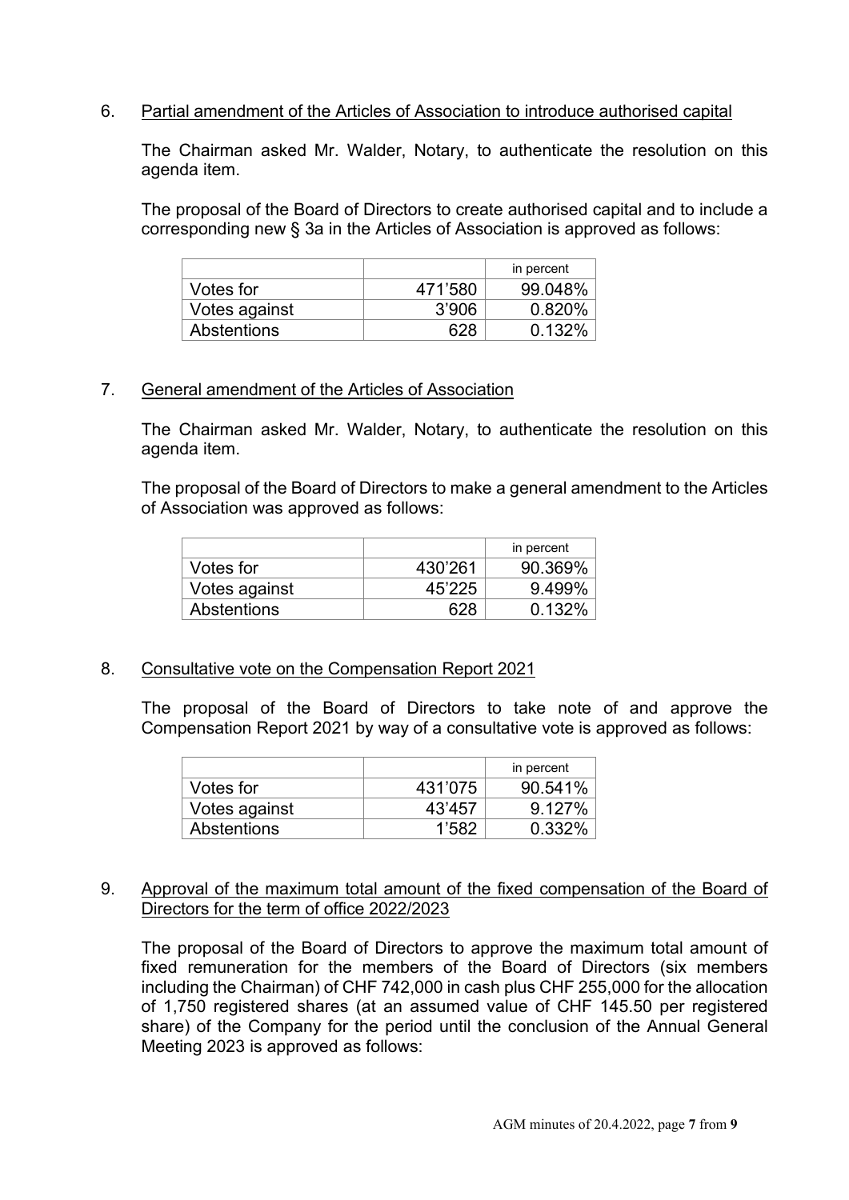6. Partial amendment of the Articles of Association to introduce authorised capital

The Chairman asked Mr. Walder, Notary, to authenticate the resolution on this agenda item.

The proposal of the Board of Directors to create authorised capital and to include a corresponding new § 3a in the Articles of Association is approved as follows:

| | | in percent |
|---|---|---|
| Votes for | 471’580 | 99.048% |
| Votes against | 3’906 | 0.820% |
| Abstentions | 628 | 0.132% |

7. General amendment of the Articles of Association

The Chairman asked Mr. Walder, Notary, to authenticate the resolution on this agenda item.

The proposal of the Board of Directors to make a general amendment to the Articles of Association was approved as follows:

| | | in percent |
|---|---|---|
| Votes for | 430’261 | 90.369% |
| Votes against | 45’225 | 9.499% |
| Abstentions | 628 | 0.132% |

8. Consultative vote on the Compensation Report 2021

The proposal of the Board of Directors to take note of and approve the Compensation Report 2021 by way of a consultative vote is approved as follows:

| | | in percent |
|---|---|---|
| Votes for | 431’075 | 90.541% |
| Votes against | 43’457 | 9.127% |
| Abstentions | 1’582 | 0.332% |

9. Approval of the maximum total amount of the fixed compensation of the Board of Directors for the term of office 2022/2023

The proposal of the Board of Directors to approve the maximum total amount of fixed remuneration for the members of the Board of Directors (six members including the Chairman) of CHF 742,000 in cash plus CHF 255,000 for the allocation of 1,750 registered shares (at an assumed value of CHF 145.50 per registered share) of the Company for the period until the conclusion of the Annual General Meeting 2023 is approved as follows: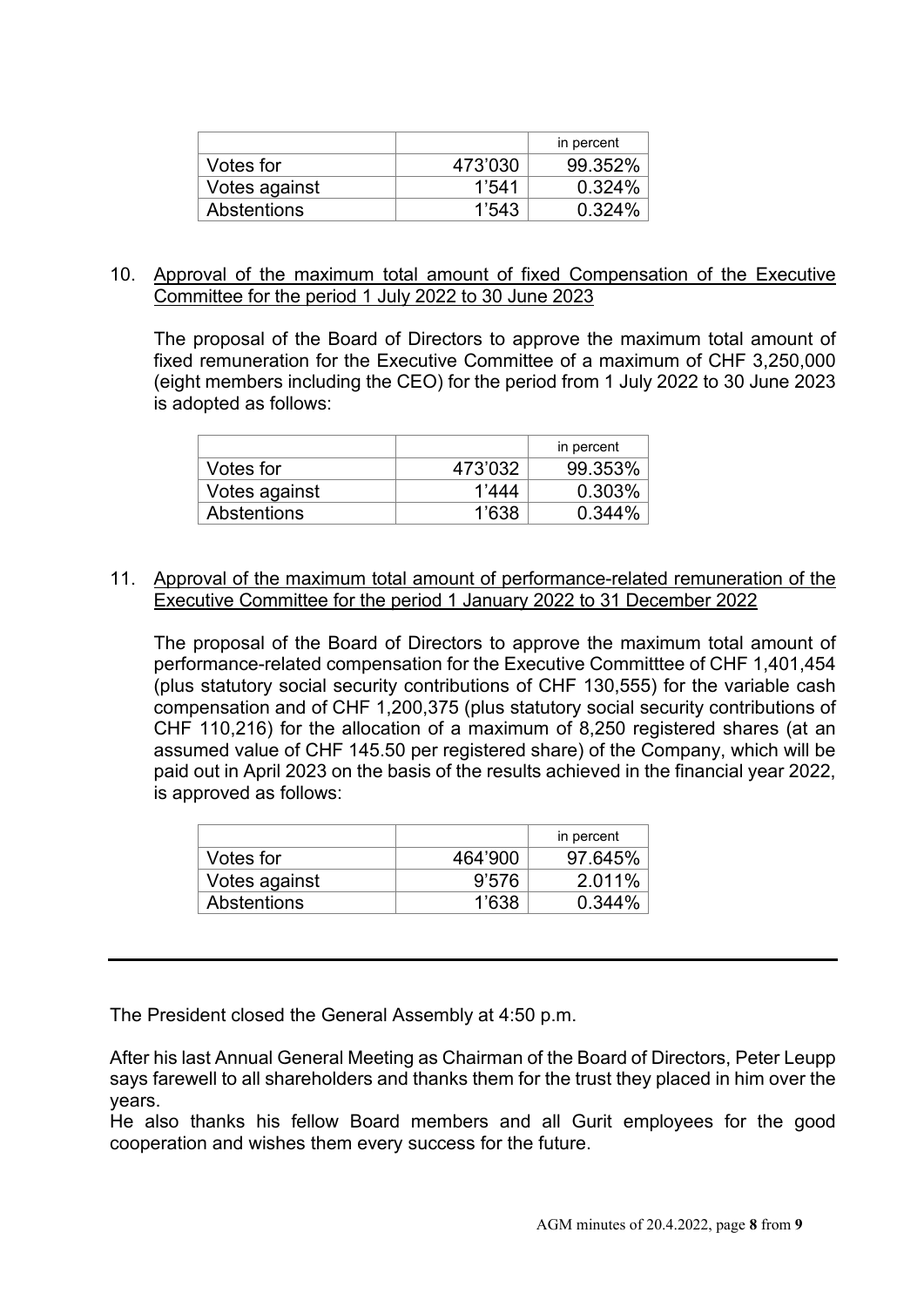| | | in percent |
|---|---|---|
| Votes for | 473'030 | 99.352% |
| Votes against | 1'541 | 0.324% |
| Abstentions | 1'543 | 0.324% |

10. Approval of the maximum total amount of fixed Compensation of the Executive Committee for the period 1 July 2022 to 30 June 2023

    The proposal of the Board of Directors to approve the maximum total amount of fixed remuneration for the Executive Committee of a maximum of CHF 3,250,000 (eight members including the CEO) for the period from 1 July 2022 to 30 June 2023 is adopted as follows:

| | | in percent |
|---|---|---|
| Votes for | 473'032 | 99.353% |
| Votes against | 1'444 | 0.303% |
| Abstentions | 1'638 | 0.344% |

11. Approval of the maximum total amount of performance-related remuneration of the Executive Committee for the period 1 January 2022 to 31 December 2022

    The proposal of the Board of Directors to approve the maximum total amount of performance-related compensation for the Executive Committtee of CHF 1,401,454 (plus statutory social security contributions of CHF 130,555) for the variable cash compensation and of CHF 1,200,375 (plus statutory social security contributions of CHF 110,216) for the allocation of a maximum of 8,250 registered shares (at an assumed value of CHF 145.50 per registered share) of the Company, which will be paid out in April 2023 on the basis of the results achieved in the financial year 2022, is approved as follows:

| | | in percent |
|---|---|---|
| Votes for | 464'900 | 97.645% |
| Votes against | 9'576 | 2.011% |
| Abstentions | 1'638 | 0.344% |

---

The President closed the General Assembly at 4:50 p.m.

After his last Annual General Meeting as Chairman of the Board of Directors, Peter Leupp says farewell to all shareholders and thanks them for the trust they placed in him over the years.
He also thanks his fellow Board members and all Gurit employees for the good cooperation and wishes them every success for the future.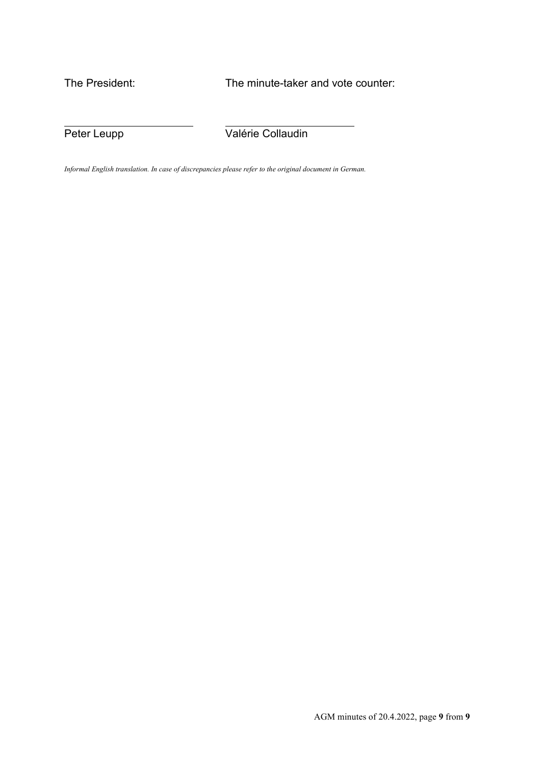| | |
|---|---|
| The President: | The minute-taker and vote counter: |
| Peter Leupp | Valérie Collaudin |

*Informal English translation. In case of discrepancies please refer to the original document in German.*